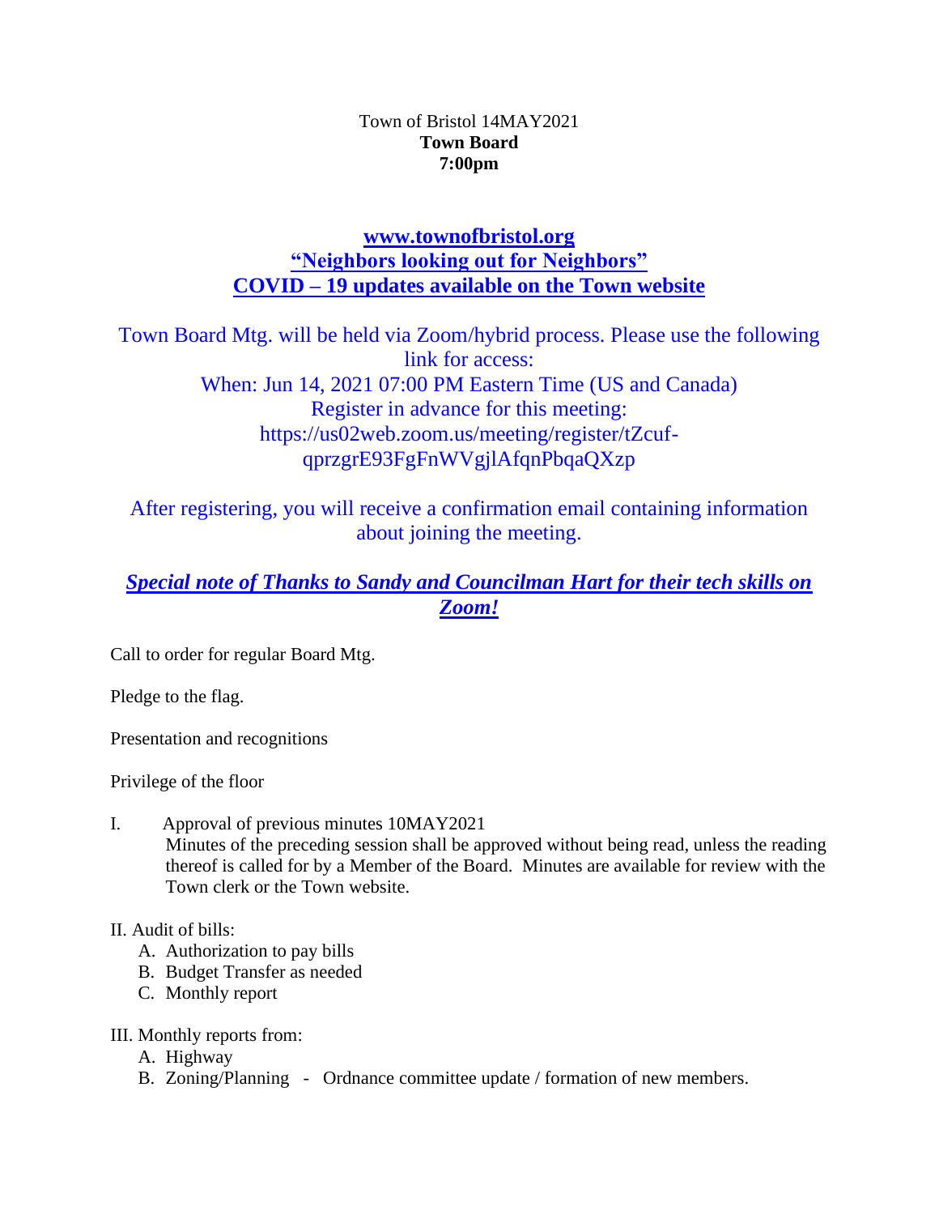Town of Bristol 14MAY2021
**Town Board**
**7:00pm**

**[www.townofbristol.org](http://www.townofbristol.org)**
**"Neighbors looking out for Neighbors"**
**COVID – 19 updates available on the Town website**

Town Board Mtg. will be held via Zoom/hybrid process. Please use the following link for access:
When: Jun 14, 2021 07:00 PM Eastern Time (US and Canada)
Register in advance for this meeting:
https://us02web.zoom.us/meeting/register/tZcuf-qprzgrE93FgFnWVgjlAfqnPbqaQXzp

After registering, you will receive a confirmation email containing information about joining the meeting.

***Special note of Thanks to Sandy and Councilman Hart for their tech skills on Zoom!***

Call to order for regular Board Mtg.

Pledge to the flag.

Presentation and recognitions

Privilege of the floor

I. Approval of previous minutes 10MAY2021
Minutes of the preceding session shall be approved without being read, unless the reading thereof is called for by a Member of the Board. Minutes are available for review with the Town clerk or the Town website.

II. Audit of bills:
  A. Authorization to pay bills
  B. Budget Transfer as needed
  C. Monthly report

III. Monthly reports from:
  A. Highway
  B. Zoning/Planning - Ordnance committee update / formation of new members.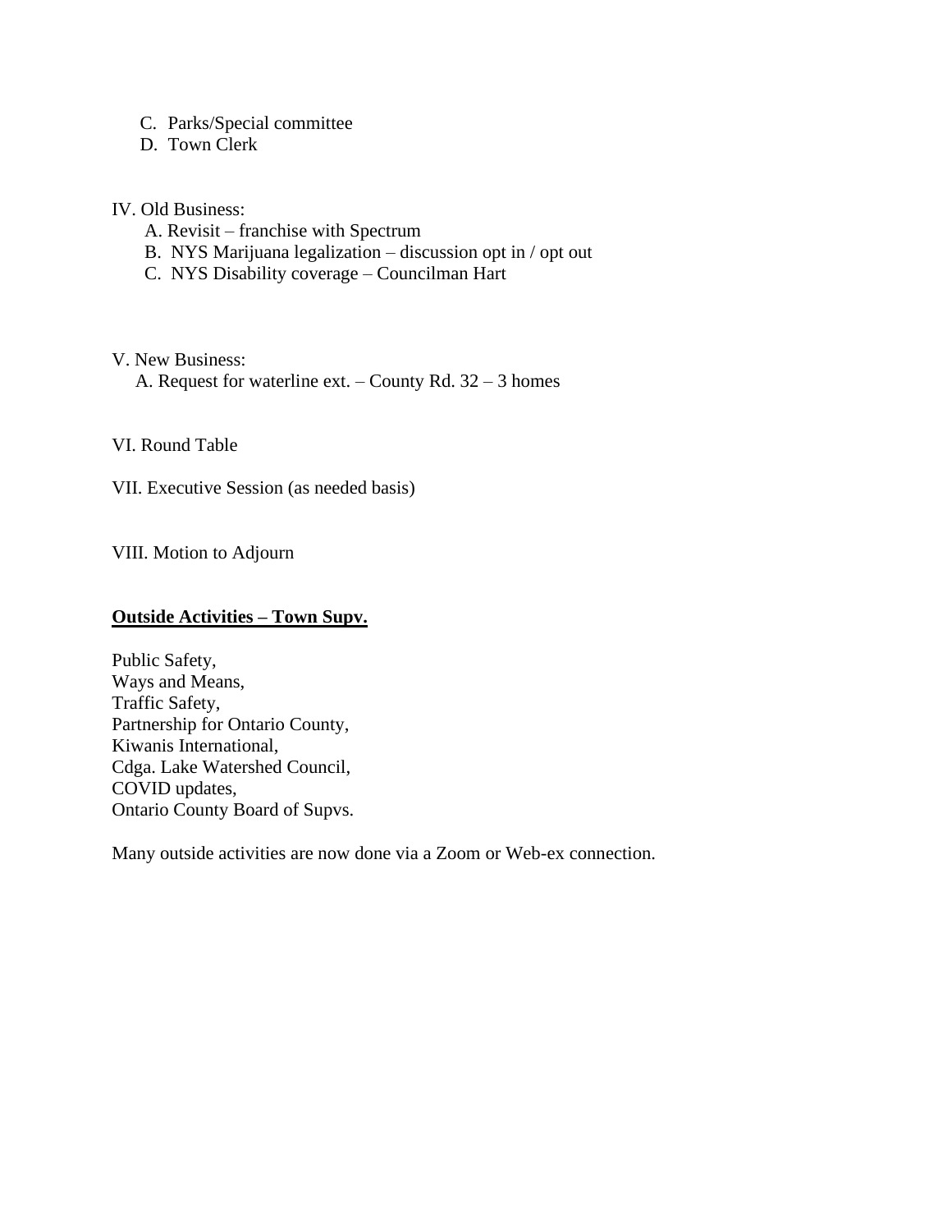C. Parks/Special committee
D. Town Clerk

IV. Old Business:
A. Revisit – franchise with Spectrum
B. NYS Marijuana legalization – discussion opt in / opt out
C. NYS Disability coverage – Councilman Hart

V. New Business:
A. Request for waterline ext. – County Rd. 32 – 3 homes

VI. Round Table

VII. Executive Session (as needed basis)

VIII. Motion to Adjourn

**Outside Activities – Town Supv.**

Public Safety,
Ways and Means,
Traffic Safety,
Partnership for Ontario County,
Kiwanis International,
Cdga. Lake Watershed Council,
COVID updates,
Ontario County Board of Supvs.

Many outside activities are now done via a Zoom or Web-ex connection.